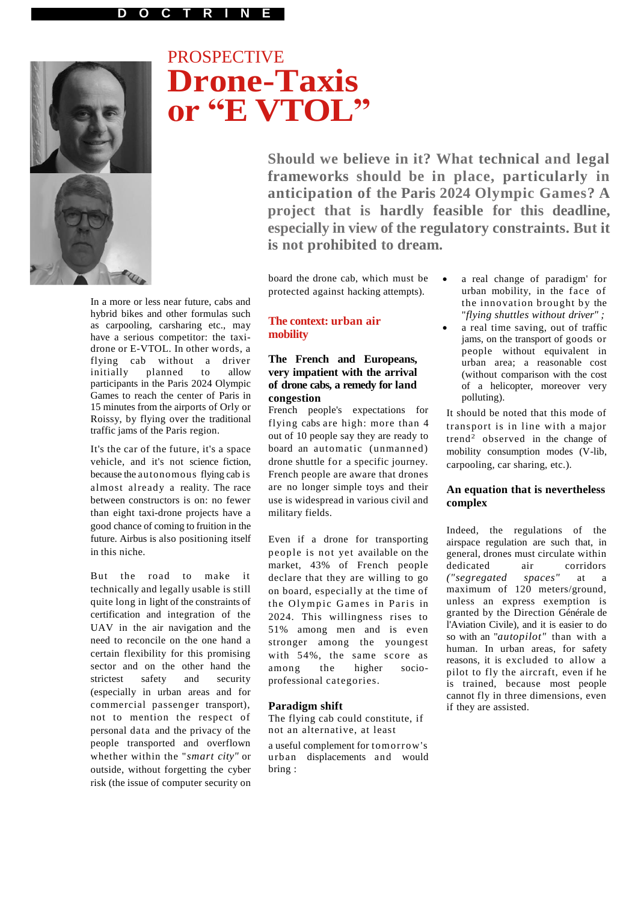DOCTRINE

PROSPECTIVE

# Drone-Taxis or "E VTOL"

**Should we believe in it? What technical and legal frameworks should be in place, particularly in anticipation of the Paris 2024 Olympic Games? A project that is hardly feasible for this deadline, especially in view of the regulatory constraints. But it is not prohibited to dream.**

In a more or less near future, cabs and hybrid bikes and other formulas such as carpooling, carsharing etc., may have a serious competitor: the taxi-drone or E-VTOL. In other words, a flying cab without a driver initially planned to allow participants in the Paris 2024 Olympic Games to reach the center of Paris in 15 minutes from the airports of Orly or Roissy, by flying over the traditional traffic jams of the Paris region.

It's the car of the future, it's a space vehicle, and it's not science fiction, because the autonomous flying cab is almost already a reality. The race between constructors is on: no fewer than eight taxi-drone projects have a good chance of coming to fruition in the future. Airbus is also positioning itself in this niche.

But the road to make it technically and legally usable is still quite long in light of the constraints of certification and integration of the UAV in the air navigation and the need to reconcile on the one hand a certain flexibility for this promising sector and on the other hand the strictest safety and security (especially in urban areas and for commercial passenger transport), not to mention the respect of personal data and the privacy of the people transported and overflown whether within the "*smart city*" or outside, without forgetting the cyber risk (the issue of computer security on board the drone cab, which must be protected against hacking attempts).

## The context: urban air mobility

### The French and Europeans, very impatient with the arrival of drone cabs, a remedy for land congestion

French people's expectations for flying cabs are high: more than 4 out of 10 people say they are ready to board an automatic (unmanned) drone shuttle for a specific journey. French people are aware that drones are no longer simple toys and their use is widespread in various civil and military fields.

Even if a drone for transporting people is not yet available on the market, 43% of French people declare that they are willing to go on board, especially at the time of the Olympic Games in Paris in 2024. This willingness rises to 51% among men and is even stronger among the youngest with 54%, the same score as among the higher socio-professional categories.

### Paradigm shift

The flying cab could constitute, if not an alternative, at least

a useful complement for tomorrow's urban displacements and would bring :

- a real change of paradigm' for urban mobility, in the face of the innovation brought by the "*flying shuttles without driver*" ;
- a real time saving, out of traffic jams, on the transport of goods or people without equivalent in urban area; a reasonable cost (without comparison with the cost of a helicopter, moreover very polluting).

It should be noted that this mode of transport is in line with a major trend[2] observed in the change of mobility consumption modes (V-lib, carpooling, car sharing, etc.).

### An equation that is nevertheless complex

Indeed, the regulations of the airspace regulation are such that, in general, drones must circulate within dedicated air corridors *("segregated spaces"* at a maximum of 120 meters/ground, unless an express exemption is granted by the Direction Générale de l'Aviation Civile), and it is easier to do so with an "*autopilot*" than with a human. In urban areas, for safety reasons, it is excluded to allow a pilot to fly the aircraft, even if he is trained, because most people cannot fly in three dimensions, even if they are assisted.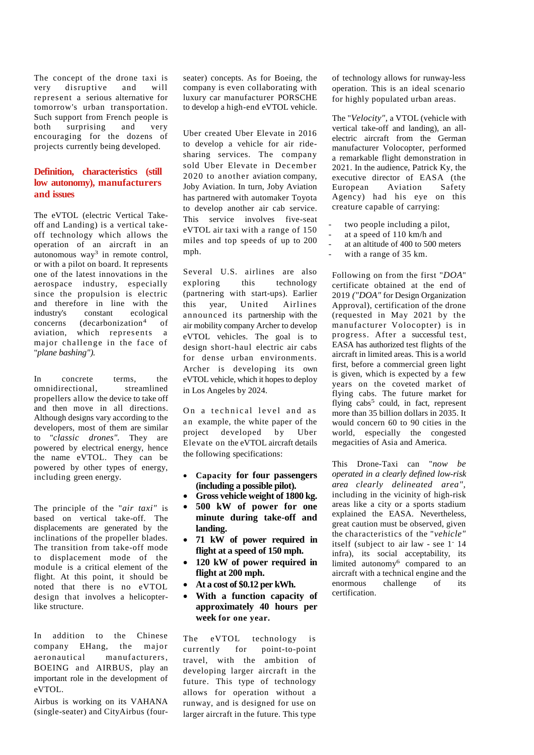The concept of the drone taxi is very disruptive and will represent a serious alternative for tomorrow's urban transportation. Such support from French people is both surprising and very encouraging for the dozens of projects currently being developed.

## Definition, characteristics (still low autonomy), manufacturers and issues

The eVTOL (electric Vertical Take-off and Landing) is a vertical take-off technology which allows the operation of an aircraft in an autonomous way[3] in remote control, or with a pilot on board. It represents one of the latest innovations in the aerospace industry, especially since the propulsion is electric and therefore in line with the industry's constant ecological concerns (decarbonization[4] of aviation, which represents a major challenge in the face of "*plane bashing").*

In concrete terms, the omnidirectional, streamlined propellers allow the device to take off and then move in all directions. Although designs vary according to the developers, most of them are similar to "*classic drones".* They are powered by electrical energy, hence the name eVTOL. They can be powered by other types of energy, including green energy.

The principle of the "*air taxi"* is based on vertical take-off. The displacements are generated by the inclinations of the propeller blades. The transition from take-off mode to displacement mode of the module is a critical element of the flight. At this point, it should be noted that there is no eVTOL design that involves a helicopter-like structure.

In addition to the Chinese company EHang, the major aeronautical manufacturers, BOEING and AIRBUS, play an important role in the development of eVTOL.

Airbus is working on its VAHANA (single-seater) and CityAirbus (four-seater) concepts. As for Boeing, the company is even collaborating with luxury car manufacturer PORSCHE to develop a high-end eVTOL vehicle.

Uber created Uber Elevate in 2016 to develop a vehicle for air ride-sharing services. The company sold Uber Elevate in December 2020 to another aviation company, Joby Aviation. In turn, Joby Aviation has partnered with automaker Toyota to develop another air cab service. This service involves five-seat eVTOL air taxi with a range of 150 miles and top speeds of up to 200 mph.

Several U.S. airlines are also exploring this technology (partnering with start-ups). Earlier this year, United Airlines announced its partnership with the air mobility company Archer to develop eVTOL vehicles. The goal is to design short-haul electric air cabs for dense urban environments. Archer is developing its own eVTOL vehicle, which it hopes to deploy in Los Angeles by 2024.

On a technical level and as an example, the white paper of the project developed by Uber Elevate on the eVTOL aircraft details the following specifications:

- **Capacity for four passengers (including a possible pilot).**
- **Gross vehicle weight of 1800 kg.**
- **500 kW of power for one minute during take-off and landing.**
- **71 kW of power required in flight at a speed of 150 mph.**
- **120 kW of power required in flight at 200 mph.**
- **At a cost of $0.12 per kWh.**
- **With a function capacity of approximately 40 hours per week for one year.**

The eVTOL technology is currently for point-to-point travel, with the ambition of developing larger aircraft in the future. This type of technology allows for operation without a runway, and is designed for use on larger aircraft in the future. This type of technology allows for runway-less operation. This is an ideal scenario for highly populated urban areas.

The "*Velocity"*, a VTOL (vehicle with vertical take-off and landing), an all-electric aircraft from the German manufacturer Volocopter, performed a remarkable flight demonstration in 2021. In the audience, Patrick Ky, the executive director of EASA (the European Aviation Safety Agency) had his eye on this creature capable of carrying:

- two people including a pilot,
- at a speed of 110 km/h and
- at an altitude of 400 to 500 meters
- with a range of 35 km.

Following on from the first "*DOA*" certificate obtained at the end of 2019 *("DOA"* for Design Organization Approval), certification of the drone (requested in May 2021 by the manufacturer Volocopter) is in progress. After a successful test, EASA has authorized test flights of the aircraft in limited areas. This is a world first, before a commercial green light is given, which is expected by a few years on the coveted market of flying cabs. The future market for flying cabs[5] could, in fact, represent more than 35 billion dollars in 2035. It would concern 60 to 90 cities in the world, especially the congested megacities of Asia and America.

This Drone-Taxi can "*now be operated in a clearly defined low-risk area clearly delineated area"*, including in the vicinity of high-risk areas like a city or a sports stadium explained the EASA. Nevertheless, great caution must be observed, given the characteristics of the "*vehicle"* itself (subject to air law - see 1- 14 infra), its social acceptability, its limited autonomy[6] compared to an aircraft with a technical engine and the enormous challenge of its certification.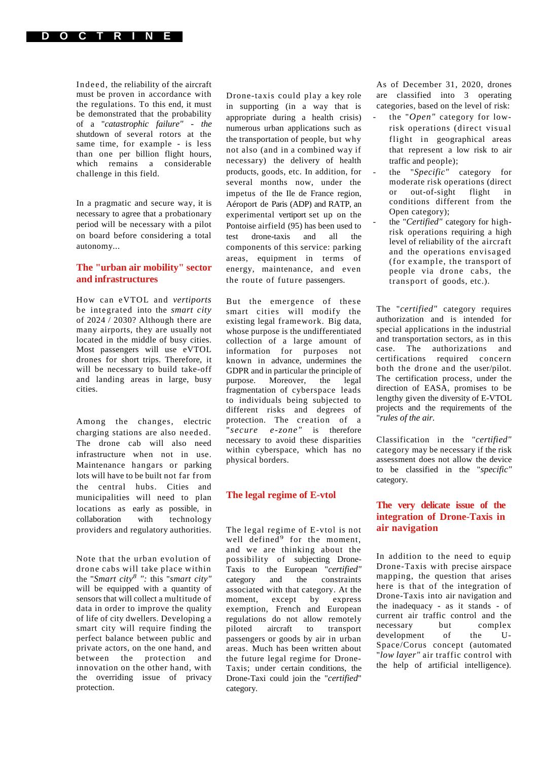Indeed, the reliability of the aircraft must be proven in accordance with the regulations. To this end, it must be demonstrated that the probability of a "*catastrophic failure" - the* shutdown of several rotors at the same time, for example - is less than one per billion flight hours, which remains a considerable challenge in this field.

In a pragmatic and secure way, it is necessary to agree that a probationary period will be necessary with a pilot on board before considering a total autonomy...

## The "urban air mobility" sector and infrastructures

How can eVTOL and *vertiports* be integrated into the *smart city* of 2024 / 2030? Although there are many airports, they are usually not located in the middle of busy cities. Most passengers will use eVTOL drones for short trips. Therefore, it will be necessary to build take-off and landing areas in large, busy cities.

Among the changes, electric charging stations are also needed. The drone cab will also need infrastructure when not in use. Maintenance hangars or parking lots will have to be built not far from the central hubs. Cities and municipalities will need to plan locations as early as possible, in collaboration with technology providers and regulatory authorities.

Note that the urban evolution of drone cabs will take place within the "*Smart city*[8] ": this "*smart city*" will be equipped with a quantity of sensors that will collect a multitude of data in order to improve the quality of life of city dwellers. Developing a smart city will require finding the perfect balance between public and private actors, on the one hand, and between the protection and innovation on the other hand, with the overriding issue of privacy protection.

Drone-taxis could play a key role in supporting (in a way that is appropriate during a health crisis) numerous urban applications such as the transportation of people, but why not also (and in a combined way if necessary) the delivery of health products, goods, etc. In addition, for several months now, under the impetus of the Ile de France region, Aéroport de Paris (ADP) and RATP, an experimental vertiport set up on the Pontoise airfield (95) has been used to test drone-taxis and all the components of this service: parking areas, equipment in terms of energy, maintenance, and even the route of future passengers.

But the emergence of these smart cities will modify the existing legal framework. Big data, whose purpose is the undifferentiated collection of a large amount of information for purposes not known in advance, undermines the GDPR and in particular the principle of purpose. Moreover, the legal fragmentation of cyberspace leads to individuals being subjected to different risks and degrees of protection. The creation of a "*secure e-zone*" is therefore necessary to avoid these disparities within cyberspace, which has no physical borders.

## The legal regime of E-vtol

The legal regime of E-vtol is not well defined[9] for the moment, and we are thinking about the possibility of subjecting Drone-Taxis to the European "*certified*" category and the constraints associated with that category. At the moment, except by express exemption, French and European regulations do not allow remotely piloted aircraft to transport passengers or goods by air in urban areas. Much has been written about the future legal regime for Drone-Taxis; under certain conditions, the Drone-Taxi could join the "*certified*" category.

As of December 31, 2020, drones are classified into 3 operating categories, based on the level of risk:

- the "*Open*" category for low-risk operations (direct visual flight in geographical areas that represent a low risk to air traffic and people);
- the "*Specific*" category for moderate risk operations (direct or out-of-sight flight in conditions different from the Open category);
- the "*Certified*" category for high-risk operations requiring a high level of reliability of the aircraft and the operations envisaged (for example, the transport of people via drone cabs, the transport of goods, etc.).

The "*certified*" category requires authorization and is intended for special applications in the industrial and transportation sectors, as in this case. The authorizations and certifications required concern both the drone and the user/pilot. The certification process, under the direction of EASA, promises to be lengthy given the diversity of E-VTOL projects and the requirements of the "*rules of the air.*

Classification in the "*certified*" category may be necessary if the risk assessment does not allow the device to be classified in the "*specific*" category.

## The very delicate issue of the integration of Drone-Taxis in air navigation

In addition to the need to equip Drone-Taxis with precise airspace mapping, the question that arises here is that of the integration of Drone-Taxis into air navigation and the inadequacy - as it stands - of current air traffic control and the necessary but complex development of the U-Space/Corus concept (automated "*low layer*" air traffic control with the help of artificial intelligence).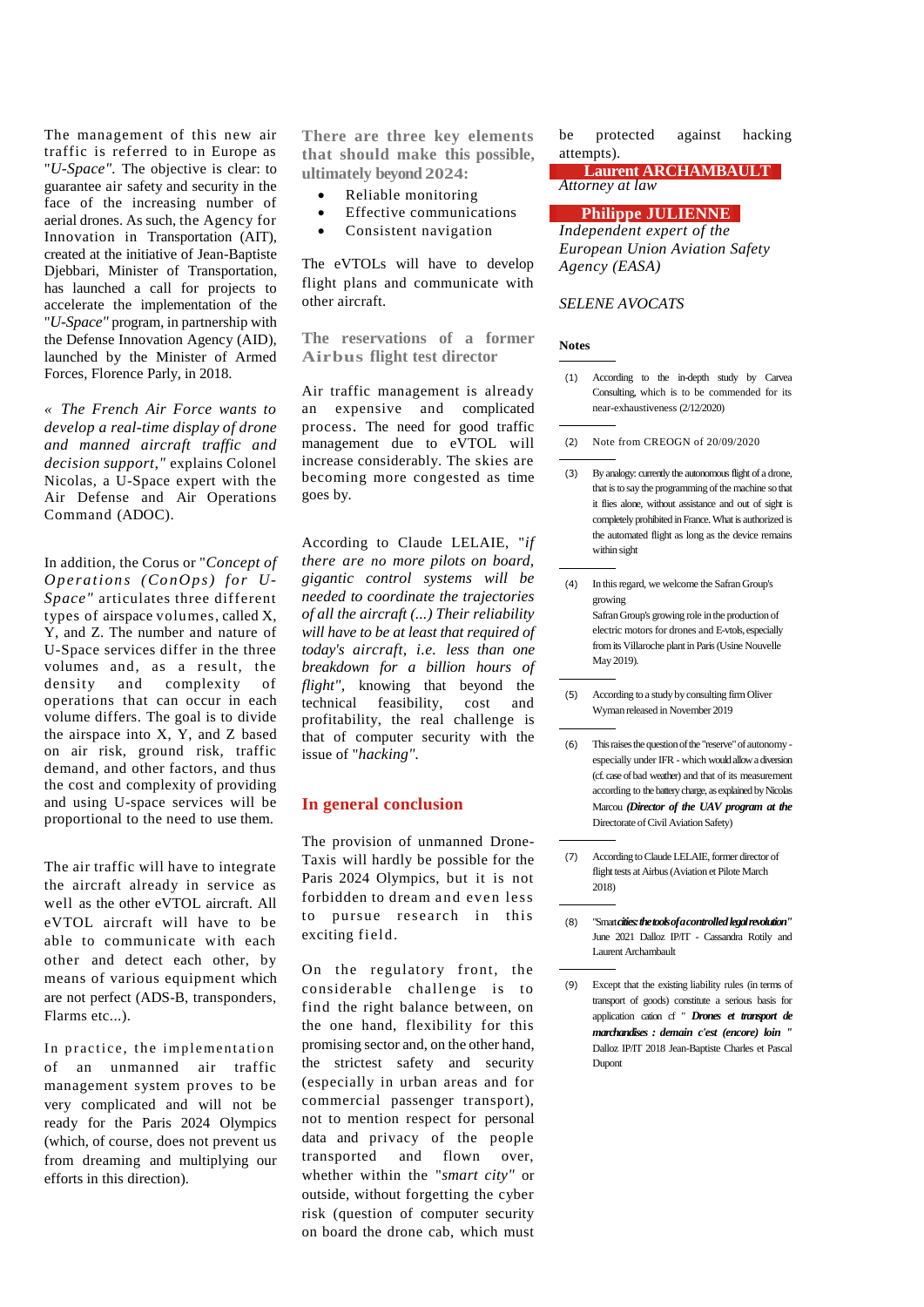The management of this new air traffic is referred to in Europe as "*U-Space*". The objective is clear: to guarantee air safety and security in the face of the increasing number of aerial drones. As such, the Agency for Innovation in Transportation (AIT), created at the initiative of Jean-Baptiste Djebbari, Minister of Transportation, has launched a call for projects to accelerate the implementation of the "*U-Space*" program, in partnership with the Defense Innovation Agency (AID), launched by the Minister of Armed Forces, Florence Parly, in 2018.

*« The French Air Force wants to develop a real-time display of drone and manned aircraft traffic and decision support,"* explains Colonel Nicolas, a U-Space expert with the Air Defense and Air Operations Command (ADOC).

In addition, the Corus or "*Concept of Operations (ConOps) for U-Space"* articulates three different types of airspace volumes, called X, Y, and Z. The number and nature of U-Space services differ in the three volumes and, as a result, the density and complexity of operations that can occur in each volume differs. The goal is to divide the airspace into X, Y, and Z based on air risk, ground risk, traffic demand, and other factors, and thus the cost and complexity of providing and using U-space services will be proportional to the need to use them.

The air traffic will have to integrate the aircraft already in service as well as the other eVTOL aircraft. All eVTOL aircraft will have to be able to communicate with each other and detect each other, by means of various equipment which are not perfect (ADS-B, transponders, Flarms etc...).

In practice, the implementation of an unmanned air traffic management system proves to be very complicated and will not be ready for the Paris 2024 Olympics (which, of course, does not prevent us from dreaming and multiplying our efforts in this direction).

### There are three key elements that should make this possible, ultimately beyond 2024:

- Reliable monitoring
- Effective communications
- Consistent navigation

The eVTOLs will have to develop flight plans and communicate with other aircraft.

### The reservations of a former Airbus flight test director

Air traffic management is already an expensive and complicated process. The need for good traffic management due to eVTOL will increase considerably. The skies are becoming more congested as time goes by.

According to Claude LELAIE, "*if there are no more pilots on board, gigantic control systems will be needed to coordinate the trajectories of all the aircraft (...) Their reliability will have to be at least that required of today's aircraft, i.e. less than one breakdown for a billion hours of flight"*, knowing that beyond the technical feasibility, cost and profitability, the real challenge is that of computer security with the issue of "*hacking"*.

## In general conclusion

The provision of unmanned Drone-Taxis will hardly be possible for the Paris 2024 Olympics, but it is not forbidden to dream and even less to pursue research in this exciting field.

On the regulatory front, the considerable challenge is to find the right balance between, on the one hand, flexibility for this promising sector and, on the other hand, the strictest safety and security (especially in urban areas and for commercial passenger transport), not to mention respect for personal data and privacy of the people transported and flown over, whether within the "*smart city"* or outside, without forgetting the cyber risk (question of computer security on board the drone cab, which must be protected against hacking attempts).

**Laurent ARCHAMBAULT**
*Attorney at law*

**Philippe JULIENNE**
*Independent expert of the European Union Aviation Safety Agency (EASA)*

*SELENE AVOCATS*

**Notes**

(1) According to the in-depth study by Carvea Consulting, which is to be commended for its near-exhaustiveness (2/12/2020)

(2) Note from CREOGN of 20/09/2020

(3) By analogy: currently the autonomous flight of a drone, that is to say the programming of the machine so that it flies alone, without assistance and out of sight is completely prohibited in France. What is authorized is the automated flight as long as the device remains within sight

(4) In this regard, we welcome the Safran Group's growing
Safran Group's growing role in the production of electric motors for drones and E-vtols, especially from its Villaroche plant in Paris (Usine Nouvelle May 2019).

(5) According to a study by consulting firm Oliver Wyman released in November 2019

(6) This raises the question of the "reserve" of autonomy - especially under IFR - which would allow a diversion (cf. case of bad weather) and that of its measurement according to the battery charge, as explained by Nicolas Marcou ***(Director of the UAV program at the*** Directorate of Civil Aviation Safety)

(7) According to Claude LELAIE, former director of flight tests at Airbus (Aviation et Pilote March 2018)

(8) "Smart ***cities: the tools of a controlled legal revolution"*** June 2021 Dalloz IP/IT - Cassandra Rotily and Laurent Archambault

(9) Except that the existing liability rules (in terms of transport of goods) constitute a serious basis for application cation cf " ***Drones et transport de marchandises : demain c'est (encore) loin "*** Dalloz IP/IT 2018 Jean-Baptiste Charles et Pascal Dupont